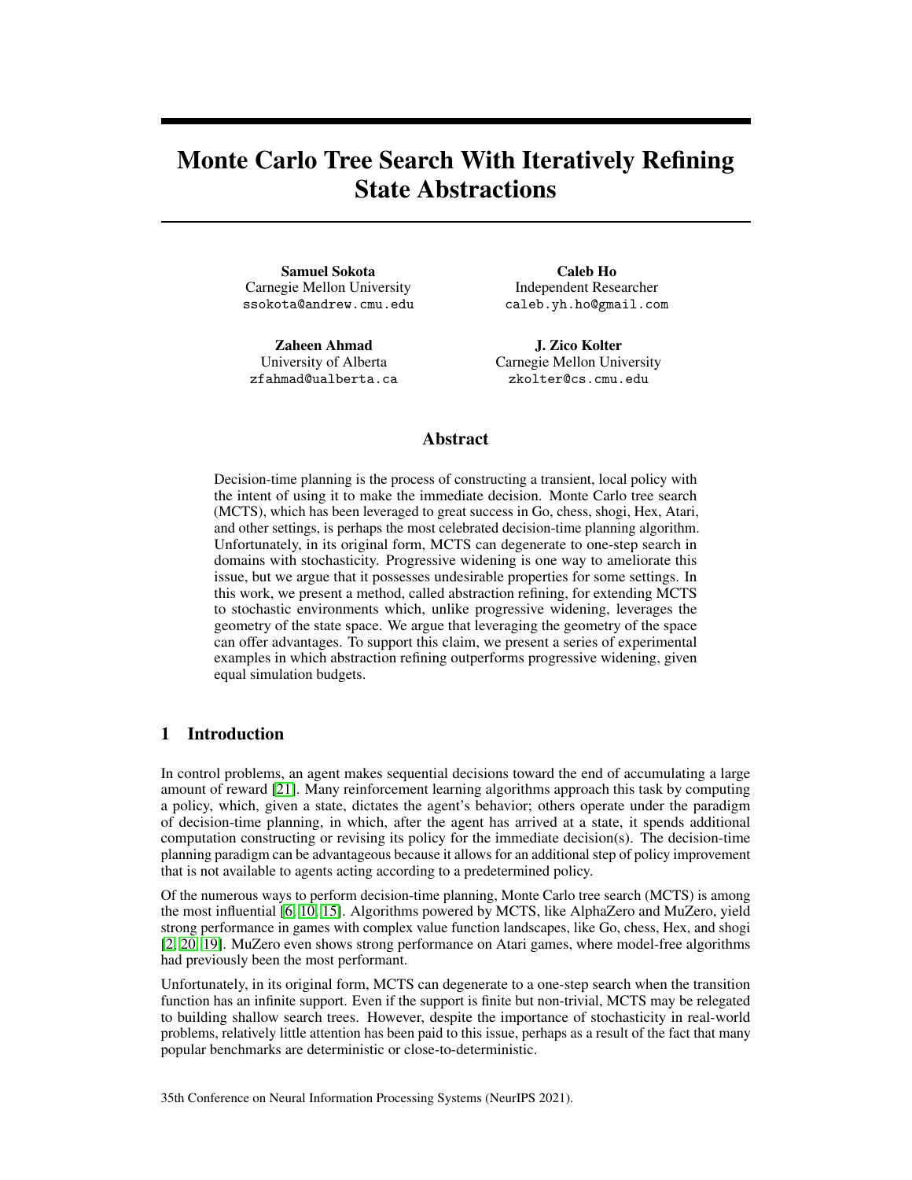# Monte Carlo Tree Search With Iteratively Refining State Abstractions

**Samuel Sokota**
Carnegie Mellon University
ssokota@andrew.cmu.edu

**Caleb Ho**
Independent Researcher
caleb.yh.ho@gmail.com

**Zaheen Ahmad**
University of Alberta
zfahmad@ualberta.ca

**J. Zico Kolter**
Carnegie Mellon University
zkolter@cs.cmu.edu

## Abstract

Decision-time planning is the process of constructing a transient, local policy with the intent of using it to make the immediate decision. Monte Carlo tree search (MCTS), which has been leveraged to great success in Go, chess, shogi, Hex, Atari, and other settings, is perhaps the most celebrated decision-time planning algorithm. Unfortunately, in its original form, MCTS can degenerate to one-step search in domains with stochasticity. Progressive widening is one way to ameliorate this issue, but we argue that it possesses undesirable properties for some settings. In this work, we present a method, called abstraction refining, for extending MCTS to stochastic environments which, unlike progressive widening, leverages the geometry of the state space. We argue that leveraging the geometry of the space can offer advantages. To support this claim, we present a series of experimental examples in which abstraction refining outperforms progressive widening, given equal simulation budgets.

## 1 Introduction

In control problems, an agent makes sequential decisions toward the end of accumulating a large amount of reward [21]. Many reinforcement learning algorithms approach this task by computing a policy, which, given a state, dictates the agent's behavior; others operate under the paradigm of decision-time planning, in which, after the agent has arrived at a state, it spends additional computation constructing or revising its policy for the immediate decision(s). The decision-time planning paradigm can be advantageous because it allows for an additional step of policy improvement that is not available to agents acting according to a predetermined policy.

Of the numerous ways to perform decision-time planning, Monte Carlo tree search (MCTS) is among the most influential [6, 10, 15]. Algorithms powered by MCTS, like AlphaZero and MuZero, yield strong performance in games with complex value function landscapes, like Go, chess, Hex, and shogi [2, 20, 19]. MuZero even shows strong performance on Atari games, where model-free algorithms had previously been the most performant.

Unfortunately, in its original form, MCTS can degenerate to a one-step search when the transition function has an infinite support. Even if the support is finite but non-trivial, MCTS may be relegated to building shallow search trees. However, despite the importance of stochasticity in real-world problems, relatively little attention has been paid to this issue, perhaps as a result of the fact that many popular benchmarks are deterministic or close-to-deterministic.

35th Conference on Neural Information Processing Systems (NeurIPS 2021).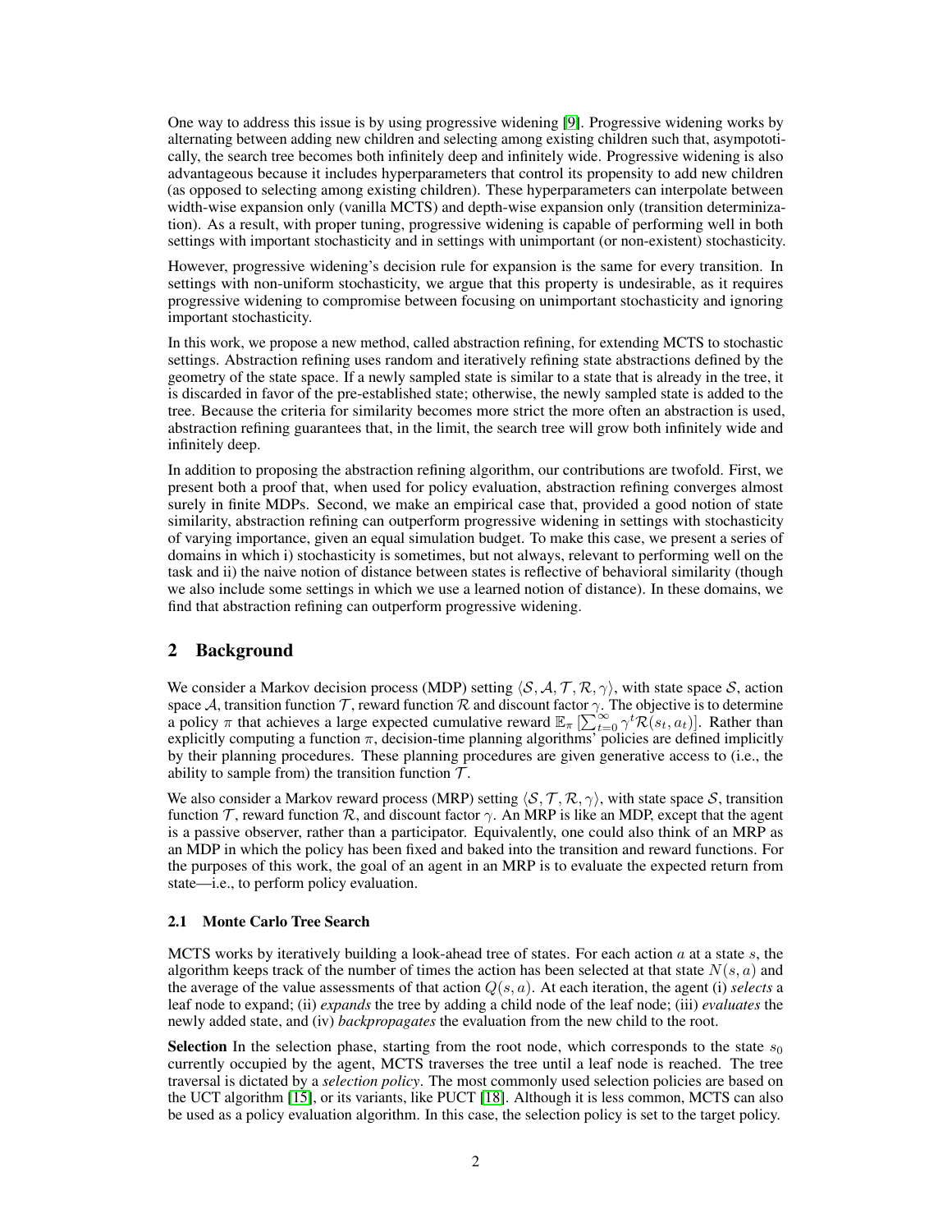One way to address this issue is by using progressive widening [9]. Progressive widening works by alternating between adding new children and selecting among existing children such that, asympototically, the search tree becomes both infinitely deep and infinitely wide. Progressive widening is also advantageous because it includes hyperparameters that control its propensity to add new children (as opposed to selecting among existing children). These hyperparameters can interpolate between width-wise expansion only (vanilla MCTS) and depth-wise expansion only (transition determinization). As a result, with proper tuning, progressive widening is capable of performing well in both settings with important stochasticity and in settings with unimportant (or non-existent) stochasticity.

However, progressive widening's decision rule for expansion is the same for every transition. In settings with non-uniform stochasticity, we argue that this property is undesirable, as it requires progressive widening to compromise between focusing on unimportant stochasticity and ignoring important stochasticity.

In this work, we propose a new method, called abstraction refining, for extending MCTS to stochastic settings. Abstraction refining uses random and iteratively refining state abstractions defined by the geometry of the state space. If a newly sampled state is similar to a state that is already in the tree, it is discarded in favor of the pre-established state; otherwise, the newly sampled state is added to the tree. Because the criteria for similarity becomes more strict the more often an abstraction is used, abstraction refining guarantees that, in the limit, the search tree will grow both infinitely wide and infinitely deep.

In addition to proposing the abstraction refining algorithm, our contributions are twofold. First, we present both a proof that, when used for policy evaluation, abstraction refining converges almost surely in finite MDPs. Second, we make an empirical case that, provided a good notion of state similarity, abstraction refining can outperform progressive widening in settings with stochasticity of varying importance, given an equal simulation budget. To make this case, we present a series of domains in which i) stochasticity is sometimes, but not always, relevant to performing well on the task and ii) the naive notion of distance between states is reflective of behavioral similarity (though we also include some settings in which we use a learned notion of distance). In these domains, we find that abstraction refining can outperform progressive widening.

## 2 Background

We consider a Markov decision process (MDP) setting $\langle \mathcal{S}, \mathcal{A}, \mathcal{T}, \mathcal{R}, \gamma \rangle$, with state space $\mathcal{S}$, action space $\mathcal{A}$, transition function $\mathcal{T}$, reward function $\mathcal{R}$ and discount factor $\gamma$. The objective is to determine a policy $\pi$ that achieves a large expected cumulative reward $\mathbb{E}_\pi \left[\sum_{t=0}^{\infty} \gamma^t \mathcal{R}(s_t, a_t)\right]$. Rather than explicitly computing a function $\pi$, decision-time planning algorithms' policies are defined implicitly by their planning procedures. These planning procedures are given generative access to (i.e., the ability to sample from) the transition function $\mathcal{T}$.

We also consider a Markov reward process (MRP) setting $\langle \mathcal{S}, \mathcal{T}, \mathcal{R}, \gamma \rangle$, with state space $\mathcal{S}$, transition function $\mathcal{T}$, reward function $\mathcal{R}$, and discount factor $\gamma$. An MRP is like an MDP, except that the agent is a passive observer, rather than a participator. Equivalently, one could also think of an MRP as an MDP in which the policy has been fixed and baked into the transition and reward functions. For the purposes of this work, the goal of an agent in an MRP is to evaluate the expected return from state—i.e., to perform policy evaluation.

### 2.1 Monte Carlo Tree Search

MCTS works by iteratively building a look-ahead tree of states. For each action $a$ at a state $s$, the algorithm keeps track of the number of times the action has been selected at that state $N(s, a)$ and the average of the value assessments of that action $Q(s, a)$. At each iteration, the agent (i) *selects* a leaf node to expand; (ii) *expands* the tree by adding a child node of the leaf node; (iii) *evaluates* the newly added state, and (iv) *backpropagates* the evaluation from the new child to the root.

**Selection** In the selection phase, starting from the root node, which corresponds to the state $s_0$ currently occupied by the agent, MCTS traverses the tree until a leaf node is reached. The tree traversal is dictated by a *selection policy*. The most commonly used selection policies are based on the UCT algorithm [15], or its variants, like PUCT [18]. Although it is less common, MCTS can also be used as a policy evaluation algorithm. In this case, the selection policy is set to the target policy.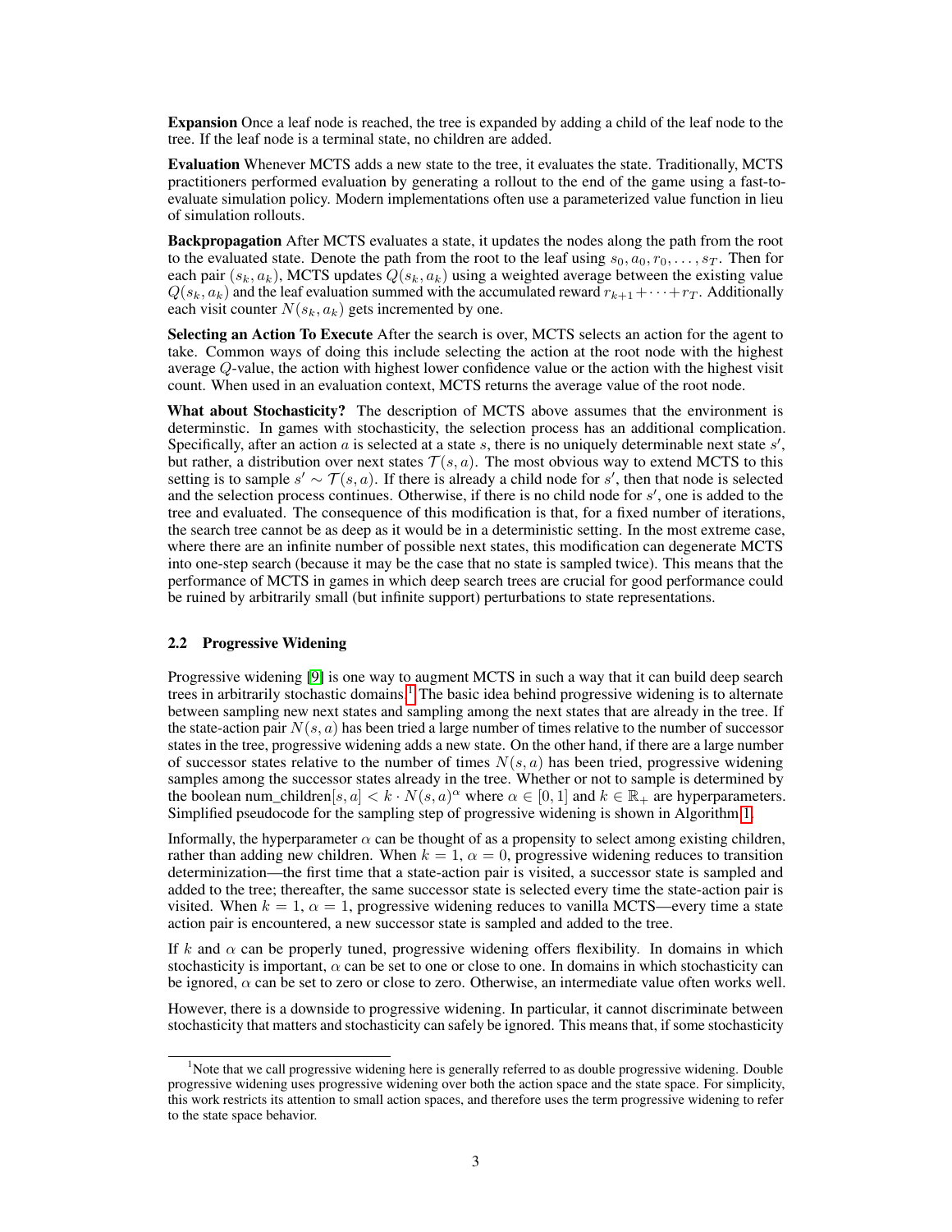**Expansion** Once a leaf node is reached, the tree is expanded by adding a child of the leaf node to the tree. If the leaf node is a terminal state, no children are added.

**Evaluation** Whenever MCTS adds a new state to the tree, it evaluates the state. Traditionally, MCTS practitioners performed evaluation by generating a rollout to the end of the game using a fast-to-evaluate simulation policy. Modern implementations often use a parameterized value function in lieu of simulation rollouts.

**Backpropagation** After MCTS evaluates a state, it updates the nodes along the path from the root to the evaluated state. Denote the path from the root to the leaf using $s_0, a_0, r_0, \ldots, s_T$. Then for each pair $(s_k, a_k)$, MCTS updates $Q(s_k, a_k)$ using a weighted average between the existing value $Q(s_k, a_k)$ and the leaf evaluation summed with the accumulated reward $r_{k+1} + \cdots + r_T$. Additionally each visit counter $N(s_k, a_k)$ gets incremented by one.

**Selecting an Action To Execute** After the search is over, MCTS selects an action for the agent to take. Common ways of doing this include selecting the action at the root node with the highest average $Q$-value, the action with highest lower confidence value or the action with the highest visit count. When used in an evaluation context, MCTS returns the average value of the root node.

**What about Stochasticity?** The description of MCTS above assumes that the environment is determinstic. In games with stochasticity, the selection process has an additional complication. Specifically, after an action $a$ is selected at a state $s$, there is no uniquely determinable next state $s'$, but rather, a distribution over next states $\mathcal{T}(s, a)$. The most obvious way to extend MCTS to this setting is to sample $s' \sim \mathcal{T}(s, a)$. If there is already a child node for $s'$, then that node is selected and the selection process continues. Otherwise, if there is no child node for $s'$, one is added to the tree and evaluated. The consequence of this modification is that, for a fixed number of iterations, the search tree cannot be as deep as it would be in a deterministic setting. In the most extreme case, where there are an infinite number of possible next states, this modification can degenerate MCTS into one-step search (because it may be the case that no state is sampled twice). This means that the performance of MCTS in games in which deep search trees are crucial for good performance could be ruined by arbitrarily small (but infinite support) perturbations to state representations.

### 2.2 Progressive Widening

Progressive widening [9] is one way to augment MCTS in such a way that it can build deep search trees in arbitrarily stochastic domains.[1] The basic idea behind progressive widening is to alternate between sampling new next states and sampling among the next states that are already in the tree. If the state-action pair $N(s, a)$ has been tried a large number of times relative to the number of successor states in the tree, progressive widening adds a new state. On the other hand, if there are a large number of successor states relative to the number of times $N(s, a)$ has been tried, progressive widening samples among the successor states already in the tree. Whether or not to sample is determined by the boolean num_children$[s, a] < k \cdot N(s, a)^{\alpha}$ where $\alpha \in [0, 1]$ and $k \in \mathbb{R}_+$ are hyperparameters. Simplified pseudocode for the sampling step of progressive widening is shown in Algorithm 1.

Informally, the hyperparameter $\alpha$ can be thought of as a propensity to select among existing children, rather than adding new children. When $k = 1$, $\alpha = 0$, progressive widening reduces to transition determinization—the first time that a state-action pair is visited, a successor state is sampled and added to the tree; thereafter, the same successor state is selected every time the state-action pair is visited. When $k = 1$, $\alpha = 1$, progressive widening reduces to vanilla MCTS—every time a state action pair is encountered, a new successor state is sampled and added to the tree.

If $k$ and $\alpha$ can be properly tuned, progressive widening offers flexibility. In domains in which stochasticity is important, $\alpha$ can be set to one or close to one. In domains in which stochasticity can be ignored, $\alpha$ can be set to zero or close to zero. Otherwise, an intermediate value often works well.

However, there is a downside to progressive widening. In particular, it cannot discriminate between stochasticity that matters and stochasticity can safely be ignored. This means that, if some stochasticity

[1] Note that we call progressive widening here is generally referred to as double progressive widening. Double progressive widening uses progressive widening over both the action space and the state space. For simplicity, this work restricts its attention to small action spaces, and therefore uses the term progressive widening to refer to the state space behavior.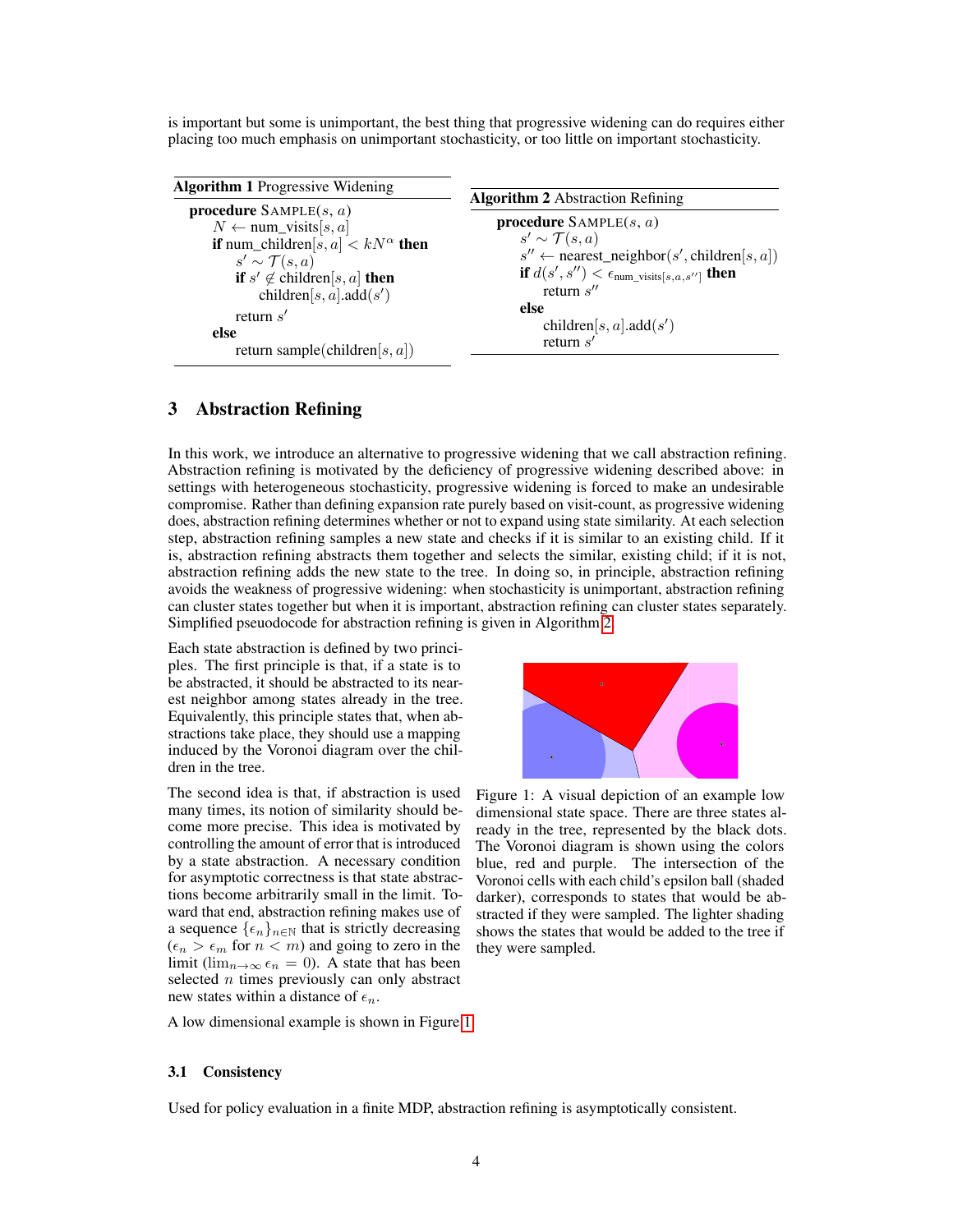is important but some is unimportant, the best thing that progressive widening can do requires either placing too much emphasis on unimportant stochasticity, or too little on important stochasticity.

**Algorithm 1** Progressive Widening

```
procedure SAMPLE(s, a)
    N ← num_visits[s, a]
    if num_children[s, a] < kN^α then
        s' ~ T(s, a)
        if s' ∉ children[s, a] then
            children[s, a].add(s')
        return s'
    else
        return sample(children[s, a])
```

**Algorithm 2** Abstraction Refining

```
procedure SAMPLE(s, a)
    s' ~ T(s, a)
    s'' ← nearest_neighbor(s', children[s, a])
    if d(s', s'') < ε_{num_visits[s,a,s'']} then
        return s''
    else
        children[s, a].add(s')
        return s'
```

## 3 Abstraction Refining

In this work, we introduce an alternative to progressive widening that we call abstraction refining. Abstraction refining is motivated by the deficiency of progressive widening described above: in settings with heterogeneous stochasticity, progressive widening is forced to make an undesirable compromise. Rather than defining expansion rate purely based on visit-count, as progressive widening does, abstraction refining determines whether or not to expand using state similarity. At each selection step, abstraction refining samples a new state and checks if it is similar to an existing child. If it is, abstraction refining abstracts them together and selects the similar, existing child; if it is not, abstraction refining adds the new state to the tree. In doing so, in principle, abstraction refining avoids the weakness of progressive widening: when stochasticity is unimportant, abstraction refining can cluster states together but when it is important, abstraction refining can cluster states separately. Simplified pseudocode for abstraction refining is given in Algorithm 2.

Each state abstraction is defined by two principles. The first principle is that, if a state is to be abstracted, it should be abstracted to its nearest neighbor among states already in the tree. Equivalently, this principle states that, when abstractions take place, they should use a mapping induced by the Voronoi diagram over the children in the tree.

The second idea is that, if abstraction is used many times, its notion of similarity should become more precise. This idea is motivated by controlling the amount of error that is introduced by a state abstraction. A necessary condition for asymptotic correctness is that state abstractions become arbitrarily small in the limit. Toward that end, abstraction refining makes use of a sequence $\{\epsilon_n\}_{n \in \mathbb{N}}$ that is strictly decreasing ($\epsilon_n > \epsilon_m$ for $n < m$) and going to zero in the limit ($\lim_{n \to \infty} \epsilon_n = 0$). A state that has been selected $n$ times previously can only abstract new states within a distance of $\epsilon_n$.

Figure 1: A visual depiction of an example low dimensional state space. There are three states already in the tree, represented by the black dots. The Voronoi diagram is shown using the colors blue, red and purple. The intersection of the Voronoi cells with each child's epsilon ball (shaded darker), corresponds to states that would be abstracted if they were sampled. The lighter shading shows the states that would be added to the tree if they were sampled.

A low dimensional example is shown in Figure 1.

### 3.1 Consistency

Used for policy evaluation in a finite MDP, abstraction refining is asymptotically consistent.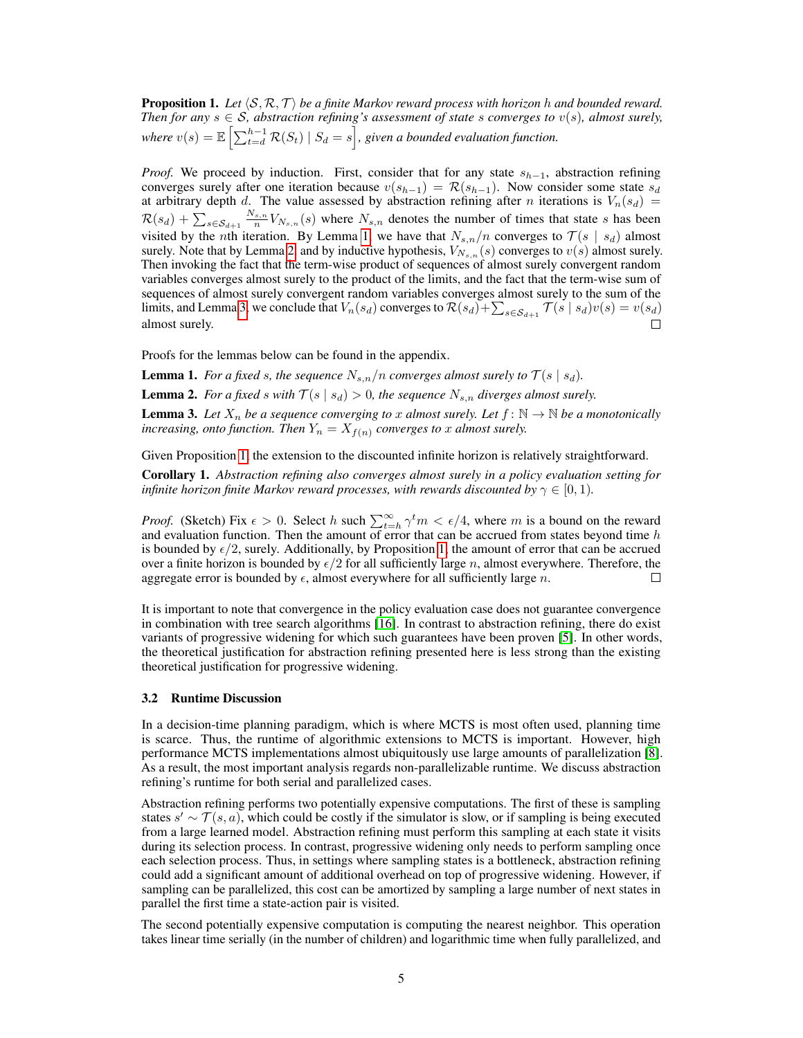**Proposition 1.** *Let $\langle \mathcal{S}, \mathcal{R}, \mathcal{T} \rangle$ be a finite Markov reward process with horizon $h$ and bounded reward. Then for any $s \in \mathcal{S}$, abstraction refining's assessment of state $s$ converges to $v(s)$, almost surely, where $v(s) = \mathbb{E}\left[\sum_{t=d}^{h-1} \mathcal{R}(S_t) \mid S_d = s\right]$, given a bounded evaluation function.*

*Proof.* We proceed by induction. First, consider that for any state $s_{h-1}$, abstraction refining converges surely after one iteration because $v(s_{h-1}) = \mathcal{R}(s_{h-1})$. Now consider some state $s_d$ at arbitrary depth $d$. The value assessed by abstraction refining after $n$ iterations is $V_n(s_d) = \mathcal{R}(s_d) + \sum_{s \in \mathcal{S}_{d+1}} \frac{N_{s,n}}{n} V_{N_{s,n}}(s)$ where $N_{s,n}$ denotes the number of times that state $s$ has been visited by the $n$th iteration. By Lemma 1, we have that $N_{s,n}/n$ converges to $\mathcal{T}(s \mid s_d)$ almost surely. Note that by Lemma 2 and by inductive hypothesis, $V_{N_{s,n}}(s)$ converges to $v(s)$ almost surely. Then invoking the fact that the term-wise product of sequences of almost surely convergent random variables converges almost surely to the product of the limits, and the fact that the term-wise sum of sequences of almost surely convergent random variables converges almost surely to the sum of the limits, and Lemma 3, we conclude that $V_n(s_d)$ converges to $\mathcal{R}(s_d) + \sum_{s \in \mathcal{S}_{d+1}} \mathcal{T}(s \mid s_d) v(s) = v(s_d)$ almost surely. □

Proofs for the lemmas below can be found in the appendix.

**Lemma 1.** *For a fixed $s$, the sequence $N_{s,n}/n$ converges almost surely to $\mathcal{T}(s \mid s_d)$.*

**Lemma 2.** *For a fixed $s$ with $\mathcal{T}(s \mid s_d) > 0$, the sequence $N_{s,n}$ diverges almost surely.*

**Lemma 3.** *Let $X_n$ be a sequence converging to $x$ almost surely. Let $f : \mathbb{N} \to \mathbb{N}$ be a monotonically increasing, onto function. Then $Y_n = X_{f(n)}$ converges to $x$ almost surely.*

Given Proposition 1, the extension to the discounted infinite horizon is relatively straightforward.

**Corollary 1.** *Abstraction refining also converges almost surely in a policy evaluation setting for infinite horizon finite Markov reward processes, with rewards discounted by $\gamma \in [0, 1)$.*

*Proof.* (Sketch) Fix $\epsilon > 0$. Select $h$ such $\sum_{t=h}^{\infty} \gamma^t m < \epsilon/4$, where $m$ is a bound on the reward and evaluation function. Then the amount of error that can be accrued from states beyond time $h$ is bounded by $\epsilon/2$, surely. Additionally, by Proposition 1, the amount of error that can be accrued over a finite horizon is bounded by $\epsilon/2$ for all sufficiently large $n$, almost everywhere. Therefore, the aggregate error is bounded by $\epsilon$, almost everywhere for all sufficiently large $n$. □

It is important to note that convergence in the policy evaluation case does not guarantee convergence in combination with tree search algorithms [16]. In contrast to abstraction refining, there do exist variants of progressive widening for which such guarantees have been proven [5]. In other words, the theoretical justification for abstraction refining presented here is less strong than the existing theoretical justification for progressive widening.

### 3.2 Runtime Discussion

In a decision-time planning paradigm, which is where MCTS is most often used, planning time is scarce. Thus, the runtime of algorithmic extensions to MCTS is important. However, high performance MCTS implementations almost ubiquitously use large amounts of parallelization [8]. As a result, the most important analysis regards non-parallelizable runtime. We discuss abstraction refining's runtime for both serial and parallelized cases.

Abstraction refining performs two potentially expensive computations. The first of these is sampling states $s' \sim \mathcal{T}(s, a)$, which could be costly if the simulator is slow, or if sampling is being executed from a large learned model. Abstraction refining must perform this sampling at each state it visits during its selection process. In contrast, progressive widening only needs to perform sampling once each selection process. Thus, in settings where sampling states is a bottleneck, abstraction refining could add a significant amount of additional overhead on top of progressive widening. However, if sampling can be parallelized, this cost can be amortized by sampling a large number of next states in parallel the first time a state-action pair is visited.

The second potentially expensive computation is computing the nearest neighbor. This operation takes linear time serially (in the number of children) and logarithmic time when fully parallelized, and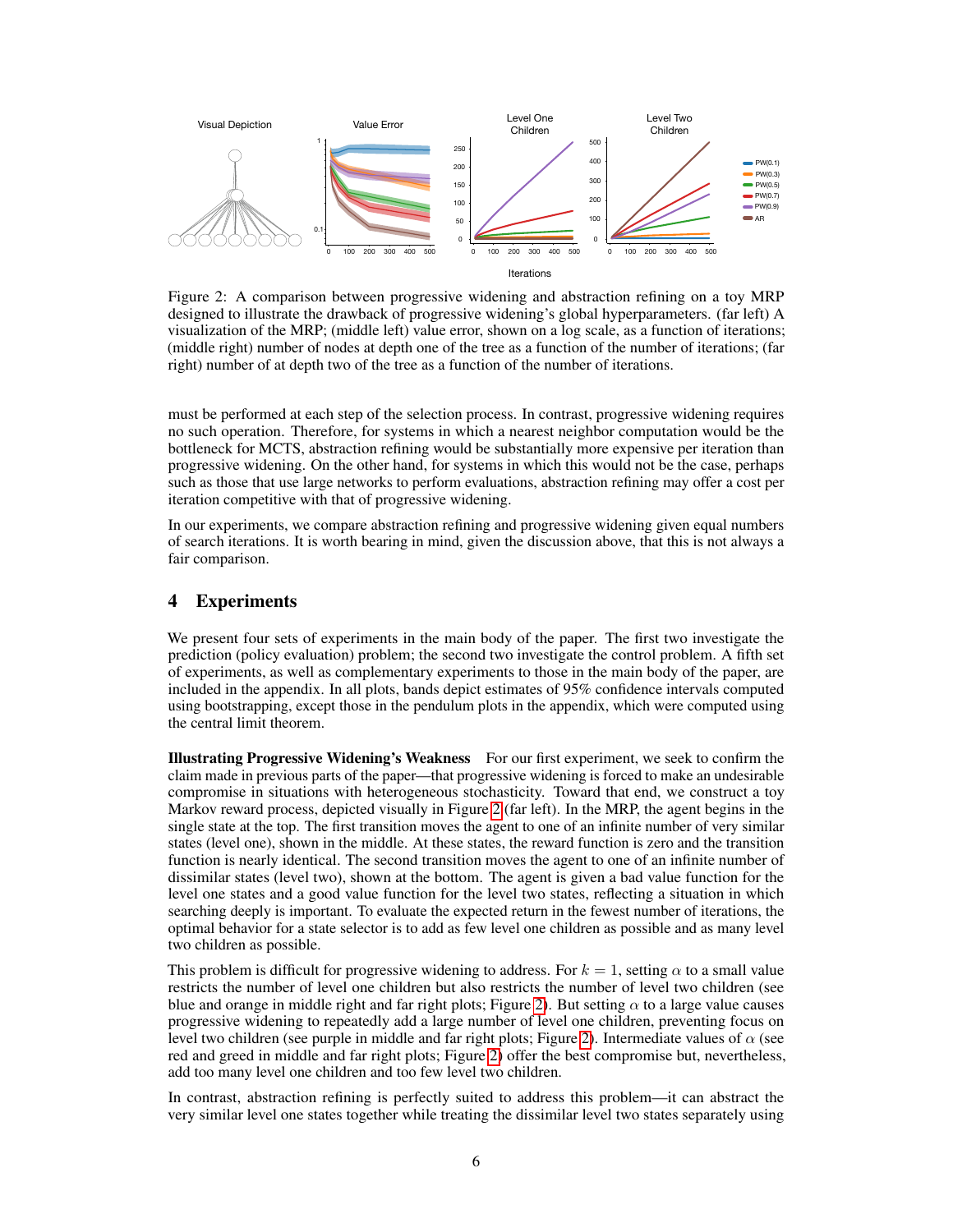Figure 2: A comparison between progressive widening and abstraction refining on a toy MRP designed to illustrate the drawback of progressive widening's global hyperparameters. (far left) A visualization of the MRP; (middle left) value error, shown on a log scale, as a function of iterations; (middle right) number of nodes at depth one of the tree as a function of the number of iterations; (far right) number of at depth two of the tree as a function of the number of iterations.

must be performed at each step of the selection process. In contrast, progressive widening requires no such operation. Therefore, for systems in which a nearest neighbor computation would be the bottleneck for MCTS, abstraction refining would be substantially more expensive per iteration than progressive widening. On the other hand, for systems in which this would not be the case, perhaps such as those that use large networks to perform evaluations, abstraction refining may offer a cost per iteration competitive with that of progressive widening.

In our experiments, we compare abstraction refining and progressive widening given equal numbers of search iterations. It is worth bearing in mind, given the discussion above, that this is not always a fair comparison.

# 4 Experiments

We present four sets of experiments in the main body of the paper. The first two investigate the prediction (policy evaluation) problem; the second two investigate the control problem. A fifth set of experiments, as well as complementary experiments to those in the main body of the paper, are included in the appendix. In all plots, bands depict estimates of 95% confidence intervals computed using bootstrapping, except those in the pendulum plots in the appendix, which were computed using the central limit theorem.

**Illustrating Progressive Widening's Weakness** For our first experiment, we seek to confirm the claim made in previous parts of the paper—that progressive widening is forced to make an undesirable compromise in situations with heterogeneous stochasticity. Toward that end, we construct a toy Markov reward process, depicted visually in Figure 2 (far left). In the MRP, the agent begins in the single state at the top. The first transition moves the agent to one of an infinite number of very similar states (level one), shown in the middle. At these states, the reward function is zero and the transition function is nearly identical. The second transition moves the agent to one of an infinite number of dissimilar states (level two), shown at the bottom. The agent is given a bad value function for the level one states and a good value function for the level two states, reflecting a situation in which searching deeply is important. To evaluate the expected return in the fewest number of iterations, the optimal behavior for a state selector is to add as few level one children as possible and as many level two children as possible.

This problem is difficult for progressive widening to address. For $k = 1$, setting $\alpha$ to a small value restricts the number of level one children but also restricts the number of level two children (see blue and orange in middle right and far right plots; Figure 2). But setting $\alpha$ to a large value causes progressive widening to repeatedly add a large number of level one children, preventing focus on level two children (see purple in middle and far right plots; Figure 2). Intermediate values of $\alpha$ (see red and greed in middle and far right plots; Figure 2) offer the best compromise but, nevertheless, add too many level one children and too few level two children.

In contrast, abstraction refining is perfectly suited to address this problem—it can abstract the very similar level one states together while treating the dissimilar level two states separately using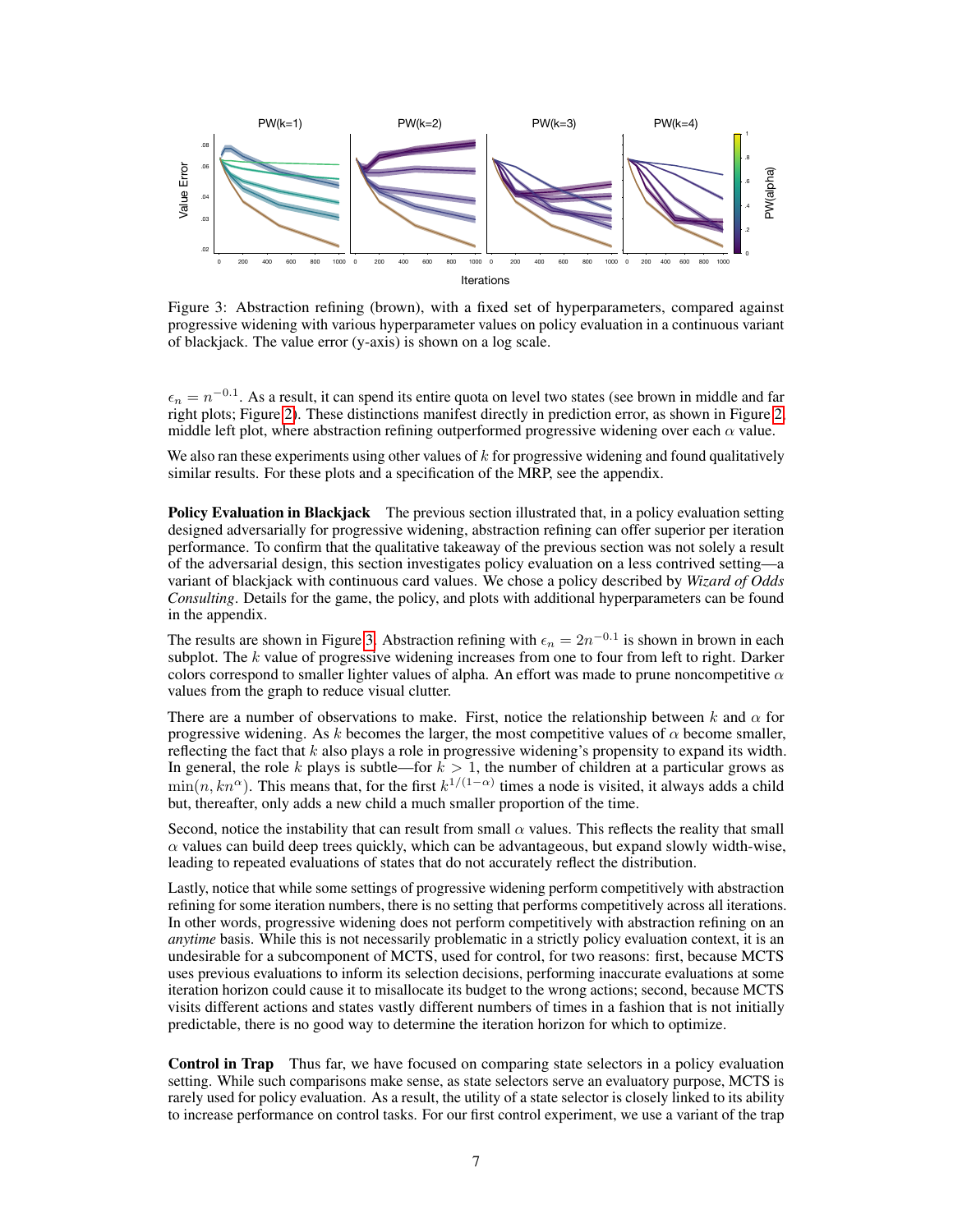Figure 3: Abstraction refining (brown), with a fixed set of hyperparameters, compared against progressive widening with various hyperparameter values on policy evaluation in a continuous variant of blackjack. The value error (y-axis) is shown on a log scale.

$\epsilon_n = n^{-0.1}$. As a result, it can spend its entire quota on level two states (see brown in middle and far right plots; Figure 2). These distinctions manifest directly in prediction error, as shown in Figure 2, middle left plot, where abstraction refining outperformed progressive widening over each $\alpha$ value.

We also ran these experiments using other values of $k$ for progressive widening and found qualitatively similar results. For these plots and a specification of the MRP, see the appendix.

**Policy Evaluation in Blackjack** The previous section illustrated that, in a policy evaluation setting designed adversarially for progressive widening, abstraction refining can offer superior per iteration performance. To confirm that the qualitative takeaway of the previous section was not solely a result of the adversarial design, this section investigates policy evaluation on a less contrived setting—a variant of blackjack with continuous card values. We chose a policy described by *Wizard of Odds Consulting*. Details for the game, the policy, and plots with additional hyperparameters can be found in the appendix.

The results are shown in Figure 3. Abstraction refining with $\epsilon_n = 2n^{-0.1}$ is shown in brown in each subplot. The $k$ value of progressive widening increases from one to four from left to right. Darker colors correspond to smaller lighter values of alpha. An effort was made to prune noncompetitive $\alpha$ values from the graph to reduce visual clutter.

There are a number of observations to make. First, notice the relationship between $k$ and $\alpha$ for progressive widening. As $k$ becomes the larger, the most competitive values of $\alpha$ become smaller, reflecting the fact that $k$ also plays a role in progressive widening's propensity to expand its width. In general, the role $k$ plays is subtle—for $k > 1$, the number of children at a particular grows as $\min(n, kn^{\alpha})$. This means that, for the first $k^{1/(1-\alpha)}$ times a node is visited, it always adds a child but, thereafter, only adds a new child a much smaller proportion of the time.

Second, notice the instability that can result from small $\alpha$ values. This reflects the reality that small $\alpha$ values can build deep trees quickly, which can be advantageous, but expand slowly width-wise, leading to repeated evaluations of states that do not accurately reflect the distribution.

Lastly, notice that while some settings of progressive widening perform competitively with abstraction refining for some iteration numbers, there is no setting that performs competitively across all iterations. In other words, progressive widening does not perform competitively with abstraction refining on an *anytime* basis. While this is not necessarily problematic in a strictly policy evaluation context, it is an undesirable for a subcomponent of MCTS, used for control, for two reasons: first, because MCTS uses previous evaluations to inform its selection decisions, performing inaccurate evaluations at some iteration horizon could cause it to misallocate its budget to the wrong actions; second, because MCTS visits different actions and states vastly different numbers of times in a fashion that is not initially predictable, there is no good way to determine the iteration horizon for which to optimize.

**Control in Trap** Thus far, we have focused on comparing state selectors in a policy evaluation setting. While such comparisons make sense, as state selectors serve an evaluatory purpose, MCTS is rarely used for policy evaluation. As a result, the utility of a state selector is closely linked to its ability to increase performance on control tasks. For our first control experiment, we use a variant of the trap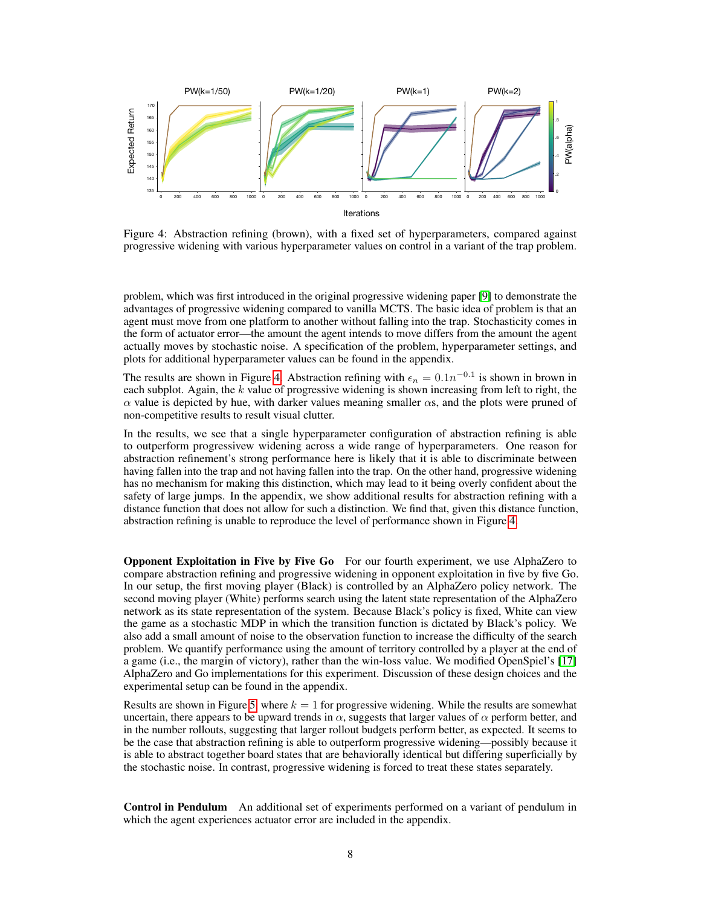Figure 4: Abstraction refining (brown), with a fixed set of hyperparameters, compared against progressive widening with various hyperparameter values on control in a variant of the trap problem.

problem, which was first introduced in the original progressive widening paper [9] to demonstrate the advantages of progressive widening compared to vanilla MCTS. The basic idea of problem is that an agent must move from one platform to another without falling into the trap. Stochasticity comes in the form of actuator error—the amount the agent intends to move differs from the amount the agent actually moves by stochastic noise. A specification of the problem, hyperparameter settings, and plots for additional hyperparameter values can be found in the appendix.

The results are shown in Figure 4. Abstraction refining with $\epsilon_n = 0.1n^{-0.1}$ is shown in brown in each subplot. Again, the $k$ value of progressive widening is shown increasing from left to right, the $\alpha$ value is depicted by hue, with darker values meaning smaller $\alpha$s, and the plots were pruned of non-competitive results to result visual clutter.

In the results, we see that a single hyperparameter configuration of abstraction refining is able to outperform progressivew widening across a wide range of hyperparameters. One reason for abstraction refinement's strong performance here is likely that it is able to discriminate between having fallen into the trap and not having fallen into the trap. On the other hand, progressive widening has no mechanism for making this distinction, which may lead to it being overly confident about the safety of large jumps. In the appendix, we show additional results for abstraction refining with a distance function that does not allow for such a distinction. We find that, given this distance function, abstraction refining is unable to reproduce the level of performance shown in Figure 4.

**Opponent Exploitation in Five by Five Go** For our fourth experiment, we use AlphaZero to compare abstraction refining and progressive widening in opponent exploitation in five by five Go. In our setup, the first moving player (Black) is controlled by an AlphaZero policy network. The second moving player (White) performs search using the latent state representation of the AlphaZero network as its state representation of the system. Because Black's policy is fixed, White can view the game as a stochastic MDP in which the transition function is dictated by Black's policy. We also add a small amount of noise to the observation function to increase the difficulty of the search problem. We quantify performance using the amount of territory controlled by a player at the end of a game (i.e., the margin of victory), rather than the win-loss value. We modified OpenSpiel's [17] AlphaZero and Go implementations for this experiment. Discussion of these design choices and the experimental setup can be found in the appendix.

Results are shown in Figure 5, where $k = 1$ for progressive widening. While the results are somewhat uncertain, there appears to be upward trends in $\alpha$, suggests that larger values of $\alpha$ perform better, and in the number rollouts, suggesting that larger rollout budgets perform better, as expected. It seems to be the case that abstraction refining is able to outperform progressive widening—possibly because it is able to abstract together board states that are behaviorally identical but differing superficially by the stochastic noise. In contrast, progressive widening is forced to treat these states separately.

**Control in Pendulum** An additional set of experiments performed on a variant of pendulum in which the agent experiences actuator error are included in the appendix.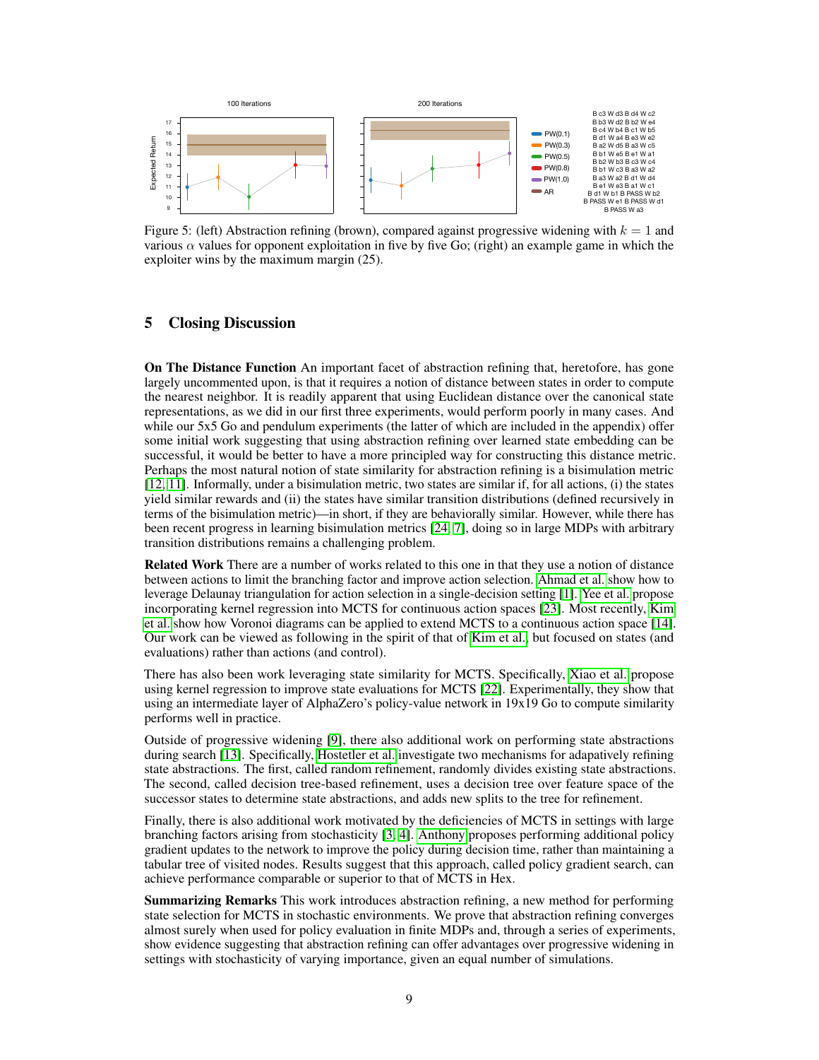Figure 5: (left) Abstraction refining (brown), compared against progressive widening with $k = 1$ and various $\alpha$ values for opponent exploitation in five by five Go; (right) an example game in which the exploiter wins by the maximum margin (25).

# 5 Closing Discussion

**On The Distance Function** An important facet of abstraction refining that, heretofore, has gone largely uncommented upon, is that it requires a notion of distance between states in order to compute the nearest neighbor. It is readily apparent that using Euclidean distance over the canonical state representations, as we did in our first three experiments, would perform poorly in many cases. And while our 5x5 Go and pendulum experiments (the latter of which are included in the appendix) offer some initial work suggesting that using abstraction refining over learned state embedding can be successful, it would be better to have a more principled way for constructing this distance metric. Perhaps the most natural notion of state similarity for abstraction refining is a bisimulation metric [12, 11]. Informally, under a bisimulation metric, two states are similar if, for all actions, (i) the states yield similar rewards and (ii) the states have similar transition distributions (defined recursively in terms of the bisimulation metric)—in short, if they are behaviorally similar. However, while there has been recent progress in learning bisimulation metrics [24, 7], doing so in large MDPs with arbitrary transition distributions remains a challenging problem.

**Related Work** There are a number of works related to this one in that they use a notion of distance between actions to limit the branching factor and improve action selection. Ahmad et al. show how to leverage Delaunay triangulation for action selection in a single-decision setting [1]. Yee et al. propose incorporating kernel regression into MCTS for continuous action spaces [23]. Most recently, Kim et al. show how Voronoi diagrams can be applied to extend MCTS to a continuous action space [14]. Our work can be viewed as following in the spirit of that of Kim et al., but focused on states (and evaluations) rather than actions (and control).

There has also been work leveraging state similarity for MCTS. Specifically, Xiao et al. propose using kernel regression to improve state evaluations for MCTS [22]. Experimentally, they show that using an intermediate layer of AlphaZero's policy-value network in 19x19 Go to compute similarity performs well in practice.

Outside of progressive widening [9], there also additional work on performing state abstractions during search [13]. Specifically, Hostetler et al. investigate two mechanisms for adapatively refining state abstractions. The first, called random refinement, randomly divides existing state abstractions. The second, called decision tree-based refinement, uses a decision tree over feature space of the successor states to determine state abstractions, and adds new splits to the tree for refinement.

Finally, there is also additional work motivated by the deficiencies of MCTS in settings with large branching factors arising from stochasticity [3, 4]. Anthony proposes performing additional policy gradient updates to the network to improve the policy during decision time, rather than maintaining a tabular tree of visited nodes. Results suggest that this approach, called policy gradient search, can achieve performance comparable or superior to that of MCTS in Hex.

**Summarizing Remarks** This work introduces abstraction refining, a new method for performing state selection for MCTS in stochastic environments. We prove that abstraction refining converges almost surely when used for policy evaluation in finite MDPs and, through a series of experiments, show evidence suggesting that abstraction refining can offer advantages over progressive widening in settings with stochasticity of varying importance, given an equal number of simulations.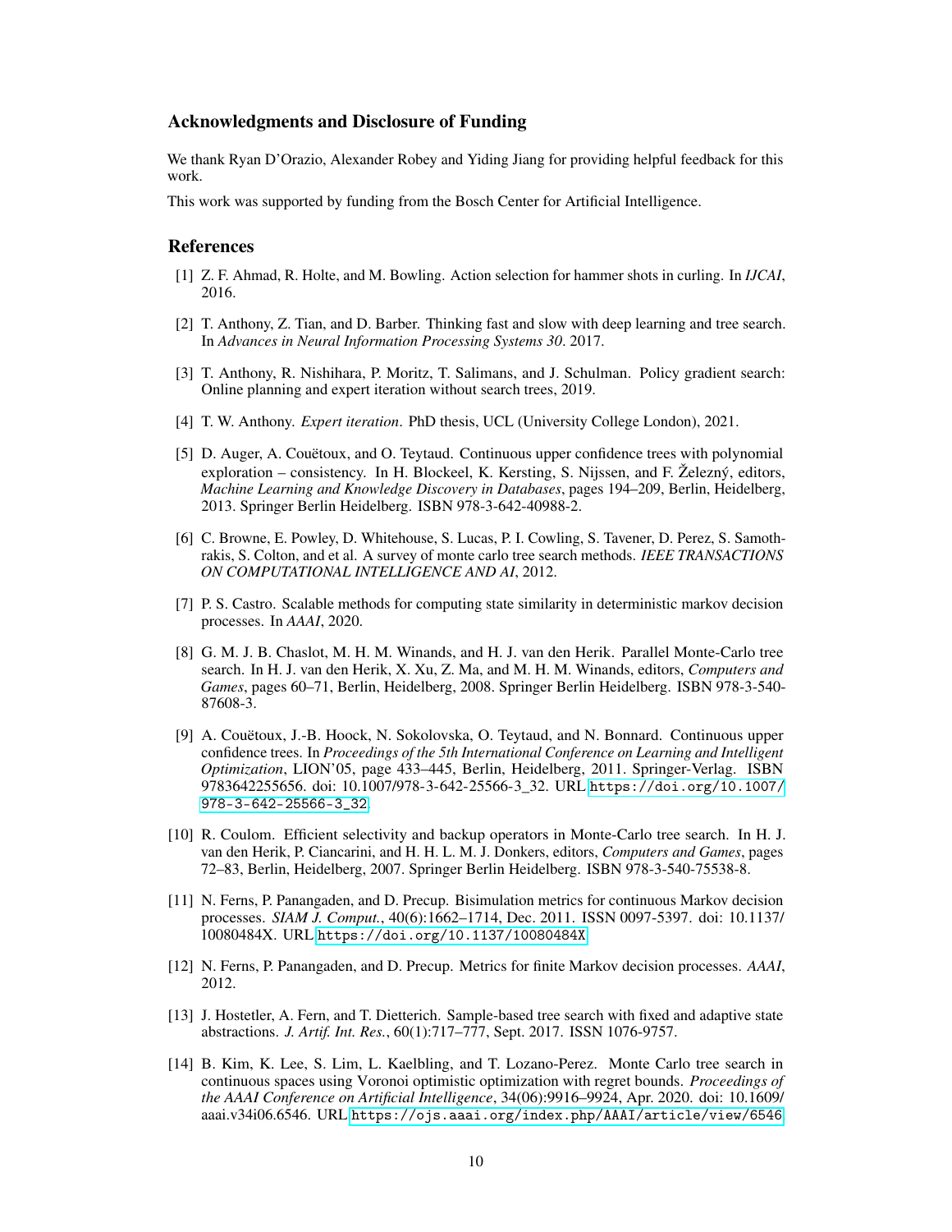## Acknowledgments and Disclosure of Funding

We thank Ryan D'Orazio, Alexander Robey and Yiding Jiang for providing helpful feedback for this work.

This work was supported by funding from the Bosch Center for Artificial Intelligence.

## References

[1] Z. F. Ahmad, R. Holte, and M. Bowling. Action selection for hammer shots in curling. In *IJCAI*, 2016.

[2] T. Anthony, Z. Tian, and D. Barber. Thinking fast and slow with deep learning and tree search. In *Advances in Neural Information Processing Systems 30*. 2017.

[3] T. Anthony, R. Nishihara, P. Moritz, T. Salimans, and J. Schulman. Policy gradient search: Online planning and expert iteration without search trees, 2019.

[4] T. W. Anthony. *Expert iteration*. PhD thesis, UCL (University College London), 2021.

[5] D. Auger, A. Couëtoux, and O. Teytaud. Continuous upper confidence trees with polynomial exploration – consistency. In H. Blockeel, K. Kersting, S. Nijssen, and F. Železný, editors, *Machine Learning and Knowledge Discovery in Databases*, pages 194–209, Berlin, Heidelberg, 2013. Springer Berlin Heidelberg. ISBN 978-3-642-40988-2.

[6] C. Browne, E. Powley, D. Whitehouse, S. Lucas, P. I. Cowling, S. Tavener, D. Perez, S. Samothrakis, S. Colton, and et al. A survey of monte carlo tree search methods. *IEEE TRANSACTIONS ON COMPUTATIONAL INTELLIGENCE AND AI*, 2012.

[7] P. S. Castro. Scalable methods for computing state similarity in deterministic markov decision processes. In *AAAI*, 2020.

[8] G. M. J. B. Chaslot, M. H. M. Winands, and H. J. van den Herik. Parallel Monte-Carlo tree search. In H. J. van den Herik, X. Xu, Z. Ma, and M. H. M. Winands, editors, *Computers and Games*, pages 60–71, Berlin, Heidelberg, 2008. Springer Berlin Heidelberg. ISBN 978-3-540-87608-3.

[9] A. Couëtoux, J.-B. Hoock, N. Sokolovska, O. Teytaud, and N. Bonnard. Continuous upper confidence trees. In *Proceedings of the 5th International Conference on Learning and Intelligent Optimization*, LION'05, page 433–445, Berlin, Heidelberg, 2011. Springer-Verlag. ISBN 9783642255656. doi: 10.1007/978-3-642-25566-3_32. URL https://doi.org/10.1007/978-3-642-25566-3_32.

[10] R. Coulom. Efficient selectivity and backup operators in Monte-Carlo tree search. In H. J. van den Herik, P. Ciancarini, and H. H. L. M. J. Donkers, editors, *Computers and Games*, pages 72–83, Berlin, Heidelberg, 2007. Springer Berlin Heidelberg. ISBN 978-3-540-75538-8.

[11] N. Ferns, P. Panangaden, and D. Precup. Bisimulation metrics for continuous Markov decision processes. *SIAM J. Comput.*, 40(6):1662–1714, Dec. 2011. ISSN 0097-5397. doi: 10.1137/10080484X. URL https://doi.org/10.1137/10080484X.

[12] N. Ferns, P. Panangaden, and D. Precup. Metrics for finite Markov decision processes. *AAAI*, 2012.

[13] J. Hostetler, A. Fern, and T. Dietterich. Sample-based tree search with fixed and adaptive state abstractions. *J. Artif. Int. Res.*, 60(1):717–777, Sept. 2017. ISSN 1076-9757.

[14] B. Kim, K. Lee, S. Lim, L. Kaelbling, and T. Lozano-Perez. Monte Carlo tree search in continuous spaces using Voronoi optimistic optimization with regret bounds. *Proceedings of the AAAI Conference on Artificial Intelligence*, 34(06):9916–9924, Apr. 2020. doi: 10.1609/aaai.v34i06.6546. URL https://ojs.aaai.org/index.php/AAAI/article/view/6546.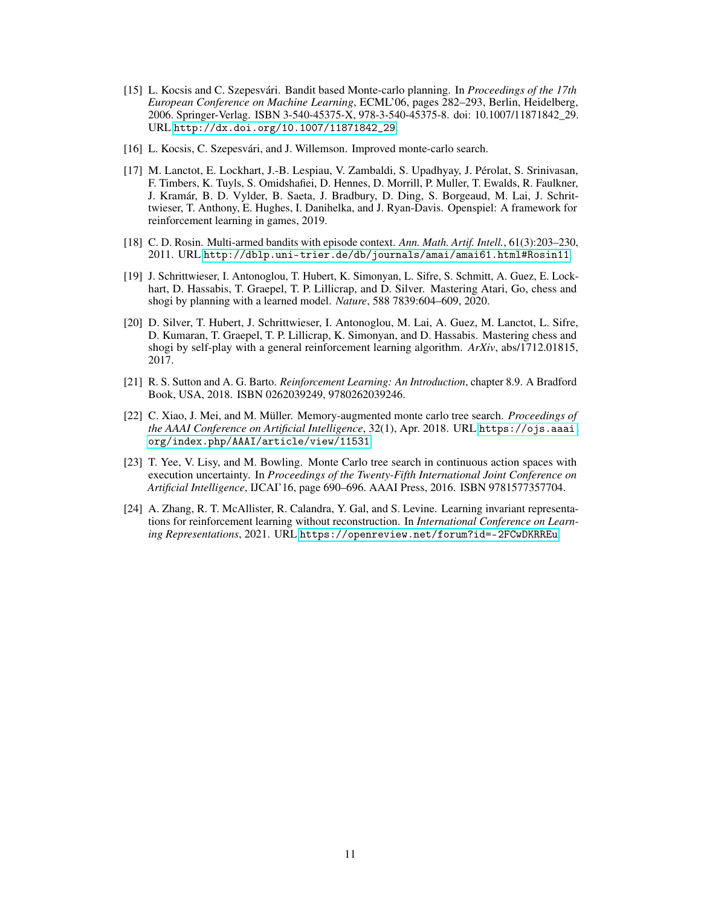[15] L. Kocsis and C. Szepesvári. Bandit based Monte-carlo planning. In *Proceedings of the 17th European Conference on Machine Learning*, ECML'06, pages 282–293, Berlin, Heidelberg, 2006. Springer-Verlag. ISBN 3-540-45375-X, 978-3-540-45375-8. doi: 10.1007/11871842_29. URL http://dx.doi.org/10.1007/11871842_29.

[16] L. Kocsis, C. Szepesvári, and J. Willemson. Improved monte-carlo search.

[17] M. Lanctot, E. Lockhart, J.-B. Lespiau, V. Zambaldi, S. Upadhyay, J. Pérolat, S. Srinivasan, F. Timbers, K. Tuyls, S. Omidshafiei, D. Hennes, D. Morrill, P. Muller, T. Ewalds, R. Faulkner, J. Kramár, B. D. Vylder, B. Saeta, J. Bradbury, D. Ding, S. Borgeaud, M. Lai, J. Schrittwieser, T. Anthony, E. Hughes, I. Danihelka, and J. Ryan-Davis. Openspiel: A framework for reinforcement learning in games, 2019.

[18] C. D. Rosin. Multi-armed bandits with episode context. *Ann. Math. Artif. Intell.*, 61(3):203–230, 2011. URL http://dblp.uni-trier.de/db/journals/amai/amai61.html#Rosin11.

[19] J. Schrittwieser, I. Antonoglou, T. Hubert, K. Simonyan, L. Sifre, S. Schmitt, A. Guez, E. Lockhart, D. Hassabis, T. Graepel, T. P. Lillicrap, and D. Silver. Mastering Atari, Go, chess and shogi by planning with a learned model. *Nature*, 588 7839:604–609, 2020.

[20] D. Silver, T. Hubert, J. Schrittwieser, I. Antonoglou, M. Lai, A. Guez, M. Lanctot, L. Sifre, D. Kumaran, T. Graepel, T. P. Lillicrap, K. Simonyan, and D. Hassabis. Mastering chess and shogi by self-play with a general reinforcement learning algorithm. *ArXiv*, abs/1712.01815, 2017.

[21] R. S. Sutton and A. G. Barto. *Reinforcement Learning: An Introduction*, chapter 8.9. A Bradford Book, USA, 2018. ISBN 0262039249, 9780262039246.

[22] C. Xiao, J. Mei, and M. Müller. Memory-augmented monte carlo tree search. *Proceedings of the AAAI Conference on Artificial Intelligence*, 32(1), Apr. 2018. URL https://ojs.aaai.org/index.php/AAAI/article/view/11531.

[23] T. Yee, V. Lisy, and M. Bowling. Monte Carlo tree search in continuous action spaces with execution uncertainty. In *Proceedings of the Twenty-Fifth International Joint Conference on Artificial Intelligence*, IJCAI'16, page 690–696. AAAI Press, 2016. ISBN 9781577357704.

[24] A. Zhang, R. T. McAllister, R. Calandra, Y. Gal, and S. Levine. Learning invariant representations for reinforcement learning without reconstruction. In *International Conference on Learning Representations*, 2021. URL https://openreview.net/forum?id=-2FCwDKRREu.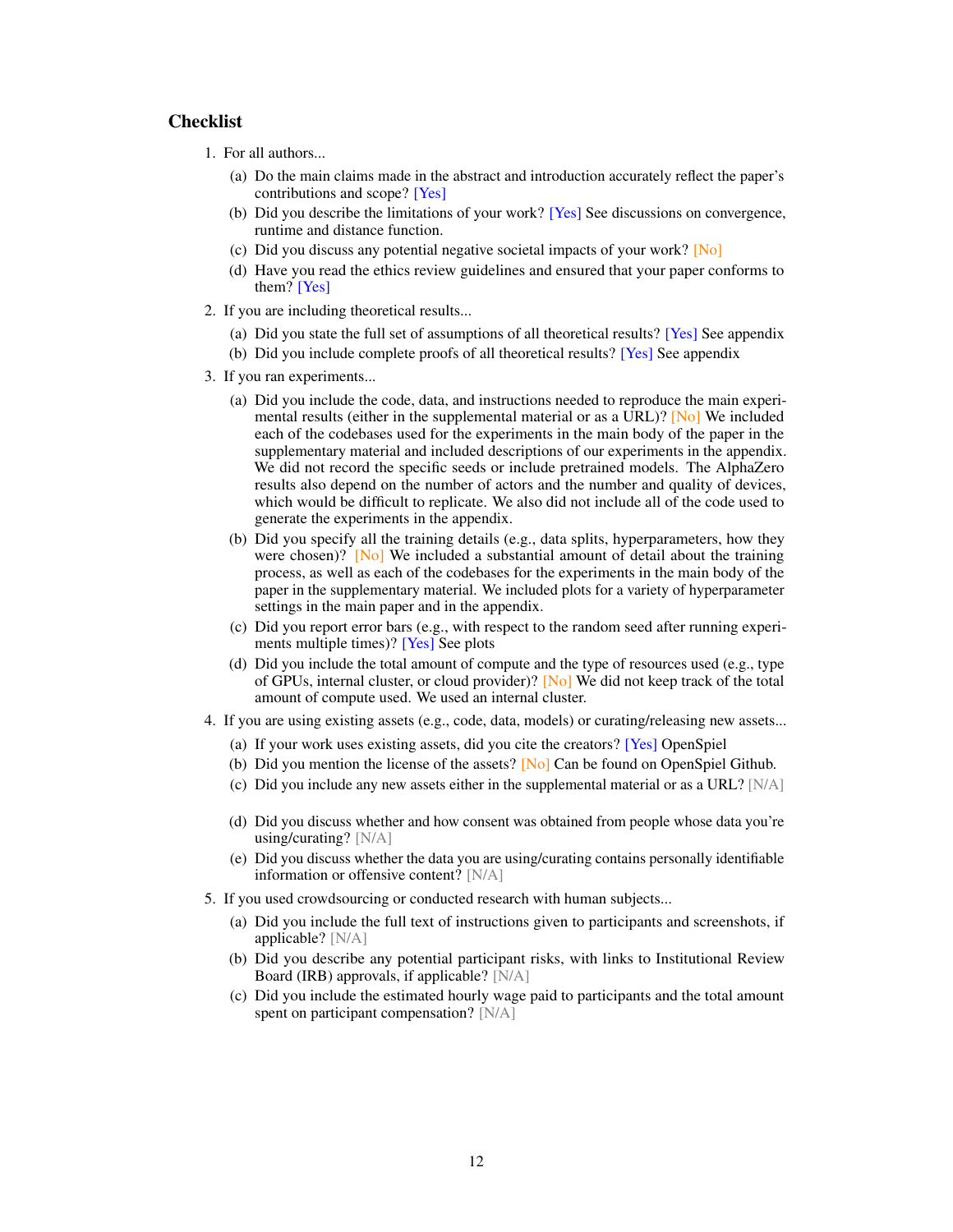## Checklist

1. For all authors...
   (a) Do the main claims made in the abstract and introduction accurately reflect the paper's contributions and scope? [Yes]
   (b) Did you describe the limitations of your work? [Yes] See discussions on convergence, runtime and distance function.
   (c) Did you discuss any potential negative societal impacts of your work? [No]
   (d) Have you read the ethics review guidelines and ensured that your paper conforms to them? [Yes]
2. If you are including theoretical results...
   (a) Did you state the full set of assumptions of all theoretical results? [Yes] See appendix
   (b) Did you include complete proofs of all theoretical results? [Yes] See appendix
3. If you ran experiments...
   (a) Did you include the code, data, and instructions needed to reproduce the main experimental results (either in the supplemental material or as a URL)? [No] We included each of the codebases used for the experiments in the main body of the paper in the supplementary material and included descriptions of our experiments in the appendix. We did not record the specific seeds or include pretrained models. The AlphaZero results also depend on the number of actors and the number and quality of devices, which would be difficult to replicate. We also did not include all of the code used to generate the experiments in the appendix.
   (b) Did you specify all the training details (e.g., data splits, hyperparameters, how they were chosen)? [No] We included a substantial amount of detail about the training process, as well as each of the codebases for the experiments in the main body of the paper in the supplementary material. We included plots for a variety of hyperparameter settings in the main paper and in the appendix.
   (c) Did you report error bars (e.g., with respect to the random seed after running experiments multiple times)? [Yes] See plots
   (d) Did you include the total amount of compute and the type of resources used (e.g., type of GPUs, internal cluster, or cloud provider)? [No] We did not keep track of the total amount of compute used. We used an internal cluster.
4. If you are using existing assets (e.g., code, data, models) or curating/releasing new assets...
   (a) If your work uses existing assets, did you cite the creators? [Yes] OpenSpiel
   (b) Did you mention the license of the assets? [No] Can be found on OpenSpiel Github.
   (c) Did you include any new assets either in the supplemental material or as a URL? [N/A]
   (d) Did you discuss whether and how consent was obtained from people whose data you're using/curating? [N/A]
   (e) Did you discuss whether the data you are using/curating contains personally identifiable information or offensive content? [N/A]
5. If you used crowdsourcing or conducted research with human subjects...
   (a) Did you include the full text of instructions given to participants and screenshots, if applicable? [N/A]
   (b) Did you describe any potential participant risks, with links to Institutional Review Board (IRB) approvals, if applicable? [N/A]
   (c) Did you include the estimated hourly wage paid to participants and the total amount spent on participant compensation? [N/A]